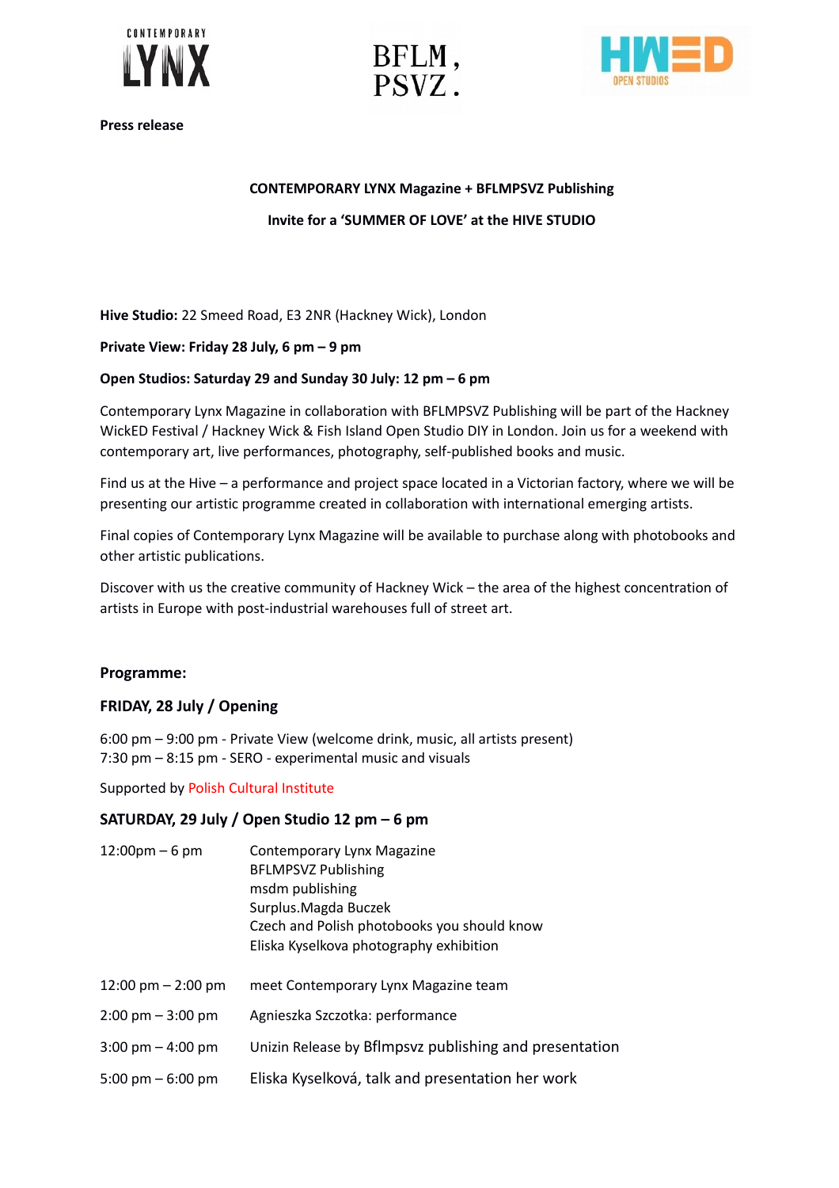**Press release**

**CONTEMPORARY LYNX Magazine + BFLMPSVZ Publishing**

**Invite for a 'SUMMER OF LOVE' at the HIVE STUDIO**

**Hive Studio:** 22 Smeed Road, E3 2NR (Hackney Wick), London

**Private View: Friday 28 July, 6 pm – 9 pm**

**Open Studios: Saturday 29 and Sunday 30 July: 12 pm – 6 pm**

Contemporary Lynx Magazine in collaboration with BFLMPSVZ Publishing will be part of the Hackney WickED Festival / Hackney Wick & Fish Island Open Studio DIY in London. Join us for a weekend with contemporary art, live performances, photography, self-published books and music.

Find us at the Hive – a performance and project space located in a Victorian factory, where we will be presenting our artistic programme created in collaboration with international emerging artists.

Final copies of Contemporary Lynx Magazine will be available to purchase along with photobooks and other artistic publications.

Discover with us the creative community of Hackney Wick – the area of the highest concentration of artists in Europe with post-industrial warehouses full of street art.

**Programme:**

**FRIDAY, 28 July / Opening**

6:00 pm – 9:00 pm - Private View (welcome drink, music, all artists present)
7:30 pm – 8:15 pm - SERO - experimental music and visuals

Supported by Polish Cultural Institute

**SATURDAY, 29 July / Open Studio 12 pm – 6 pm**

| | |
|---|---|
| 12:00pm – 6 pm | Contemporary Lynx Magazine<br>BFLMPSVZ Publishing<br>msdm publishing<br>Surplus.Magda Buczek<br>Czech and Polish photobooks you should know<br>Eliska Kyselkova photography exhibition |
| 12:00 pm – 2:00 pm | meet Contemporary Lynx Magazine team |
| 2:00 pm – 3:00 pm | Agnieszka Szczotka: performance |
| 3:00 pm – 4:00 pm | Unizin Release by Bflmpsvz publishing and presentation |
| 5:00 pm – 6:00 pm | Eliska Kyselková, talk and presentation her work |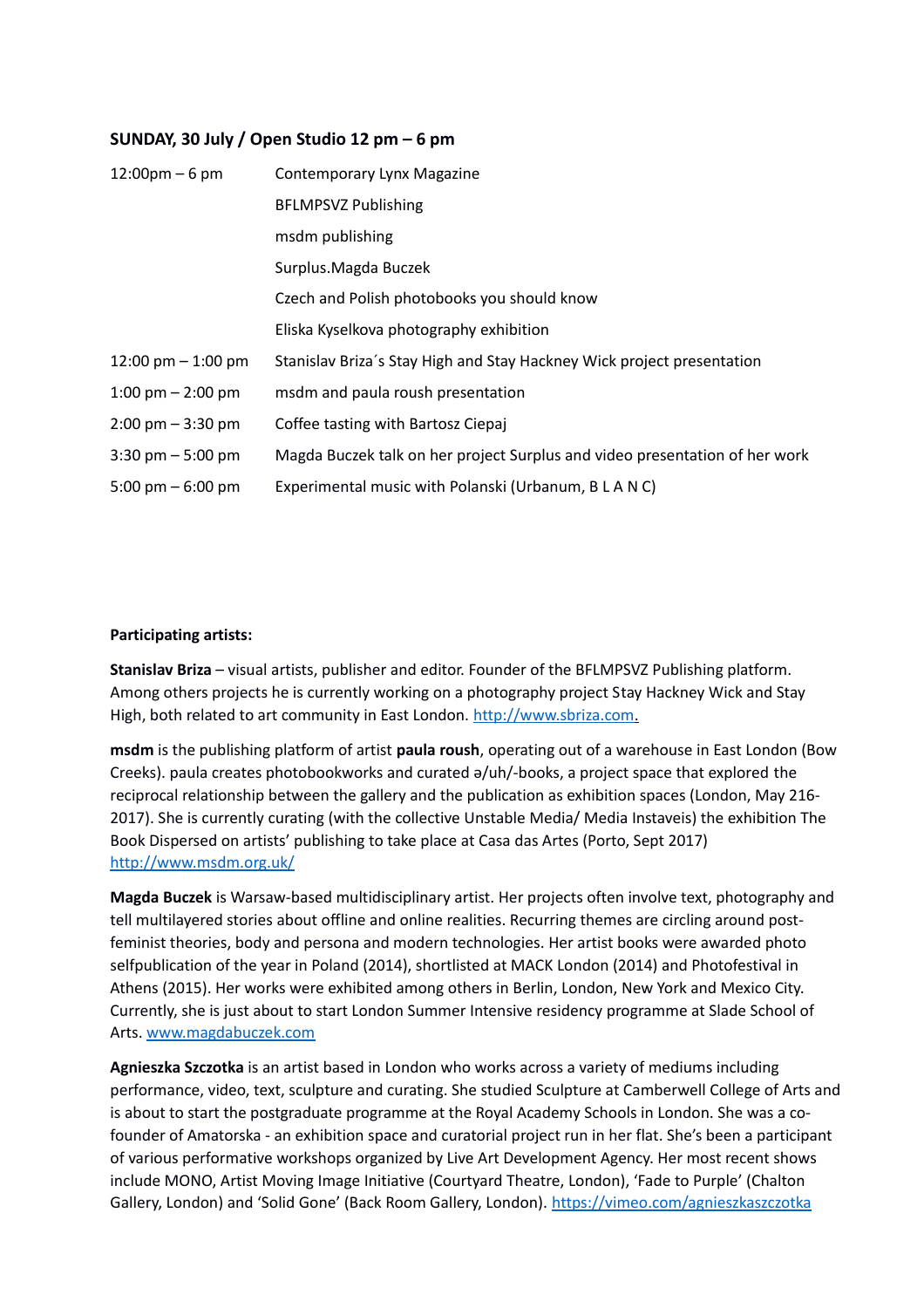**SUNDAY, 30 July / Open Studio 12 pm – 6 pm**

| | |
|---|---|
| 12:00pm – 6 pm | Contemporary Lynx Magazine |
| | BFLMPSVZ Publishing |
| | msdm publishing |
| | Surplus.Magda Buczek |
| | Czech and Polish photobooks you should know |
| | Eliska Kyselkova photography exhibition |
| 12:00 pm – 1:00 pm | Stanislav Briza´s Stay High and Stay Hackney Wick project presentation |
| 1:00 pm – 2:00 pm | msdm and paula roush presentation |
| 2:00 pm – 3:30 pm | Coffee tasting with Bartosz Ciepaj |
| 3:30 pm – 5:00 pm | Magda Buczek talk on her project Surplus and video presentation of her work |
| 5:00 pm – 6:00 pm | Experimental music with Polanski (Urbanum, B L A N C) |

**Participating artists:**

**Stanislav Briza** – visual artists, publisher and editor. Founder of the BFLMPSVZ Publishing platform. Among others projects he is currently working on a photography project Stay Hackney Wick and Stay High, both related to art community in East London. http://www.sbriza.com.

**msdm** is the publishing platform of artist **paula roush**, operating out of a warehouse in East London (Bow Creeks). paula creates photobookworks and curated ə/uh/-books, a project space that explored the reciprocal relationship between the gallery and the publication as exhibition spaces (London, May 216-2017). She is currently curating (with the collective Unstable Media/ Media Instaveis) the exhibition The Book Dispersed on artists' publishing to take place at Casa das Artes (Porto, Sept 2017) http://www.msdm.org.uk/

**Magda Buczek** is Warsaw-based multidisciplinary artist. Her projects often involve text, photography and tell multilayered stories about offline and online realities. Recurring themes are circling around post-feminist theories, body and persona and modern technologies. Her artist books were awarded photo selfpublication of the year in Poland (2014), shortlisted at MACK London (2014) and Photofestival in Athens (2015). Her works were exhibited among others in Berlin, London, New York and Mexico City. Currently, she is just about to start London Summer Intensive residency programme at Slade School of Arts. www.magdabuczek.com

**Agnieszka Szczotka** is an artist based in London who works across a variety of mediums including performance, video, text, sculpture and curating. She studied Sculpture at Camberwell College of Arts and is about to start the postgraduate programme at the Royal Academy Schools in London. She was a co-founder of Amatorska - an exhibition space and curatorial project run in her flat. She's been a participant of various performative workshops organized by Live Art Development Agency. Her most recent shows include MONO, Artist Moving Image Initiative (Courtyard Theatre, London), 'Fade to Purple' (Chalton Gallery, London) and 'Solid Gone' (Back Room Gallery, London). https://vimeo.com/agnieszkaszczotka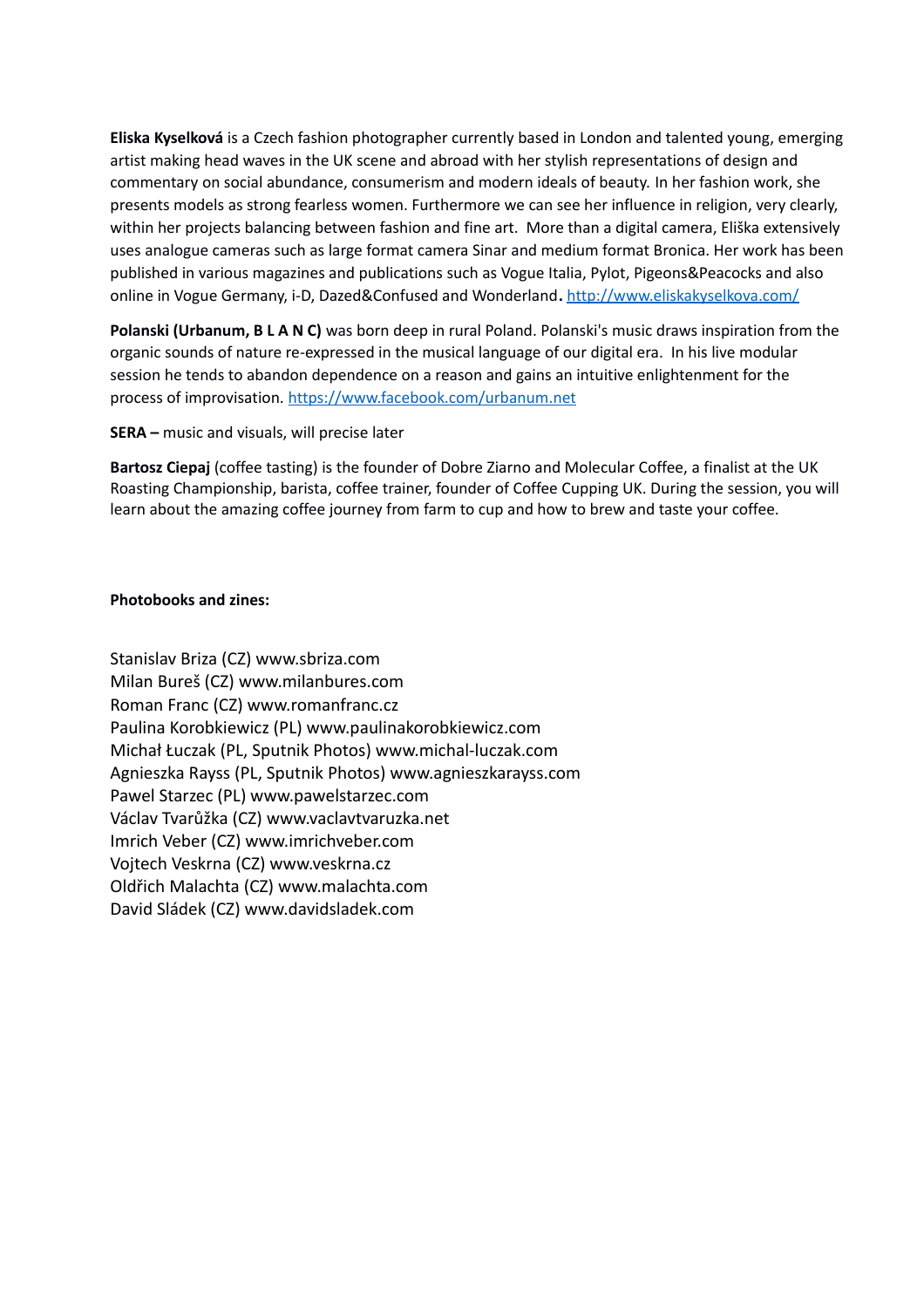**Eliska Kyselková** is a Czech fashion photographer currently based in London and talented young, emerging artist making head waves in the UK scene and abroad with her stylish representations of design and commentary on social abundance, consumerism and modern ideals of beauty. In her fashion work, she presents models as strong fearless women. Furthermore we can see her influence in religion, very clearly, within her projects balancing between fashion and fine art. More than a digital camera, Eliška extensively uses analogue cameras such as large format camera Sinar and medium format Bronica. Her work has been published in various magazines and publications such as Vogue Italia, Pylot, Pigeons&Peacocks and also online in Vogue Germany, i-D, Dazed&Confused and Wonderland**.** [http://www.eliskakyselkova.com/](http://www.eliskakyselkova.com/)

**Polanski (Urbanum, B L A N C)** was born deep in rural Poland. Polanski's music draws inspiration from the organic sounds of nature re-expressed in the musical language of our digital era. In his live modular session he tends to abandon dependence on a reason and gains an intuitive enlightenment for the process of improvisation. [https://www.facebook.com/urbanum.net](https://www.facebook.com/urbanum.net)

**SERA –** music and visuals, will precise later

**Bartosz Ciepaj** (coffee tasting) is the founder of Dobre Ziarno and Molecular Coffee, a finalist at the UK Roasting Championship, barista, coffee trainer, founder of Coffee Cupping UK. During the session, you will learn about the amazing coffee journey from farm to cup and how to brew and taste your coffee.

**Photobooks and zines:**

Stanislav Briza (CZ) www.sbriza.com
Milan Bureš (CZ) www.milanbures.com
Roman Franc (CZ) www.romanfranc.cz
Paulina Korobkiewicz (PL) www.paulinakorobkiewicz.com
Michał Łuczak (PL, Sputnik Photos) www.michal-luczak.com
Agnieszka Rayss (PL, Sputnik Photos) www.agnieszkarayss.com
Pawel Starzec (PL) www.pawelstarzec.com
Václav Tvarůžka (CZ) www.vaclavtvaruzka.net
Imrich Veber (CZ) www.imrichveber.com
Vojtech Veskrna (CZ) www.veskrna.cz
Oldřich Malachta (CZ) www.malachta.com
David Sládek (CZ) www.davidsladek.com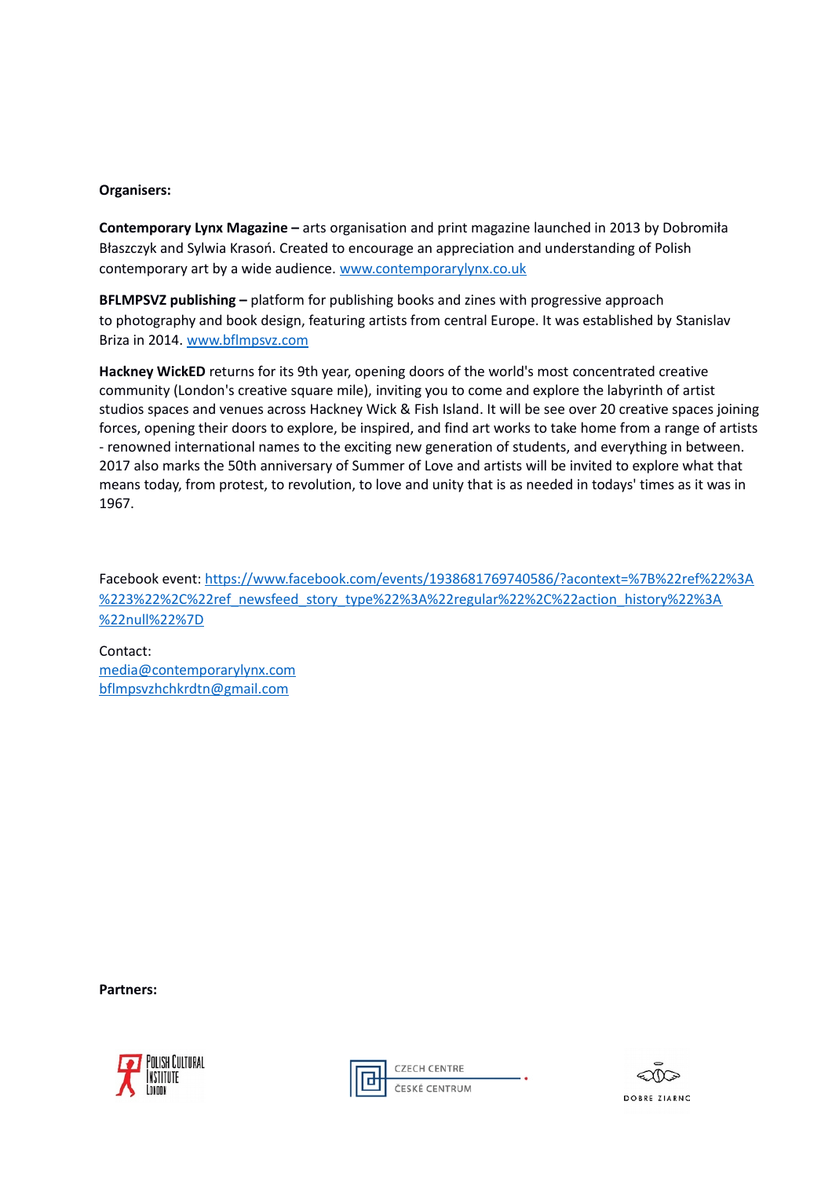**Organisers:**

**Contemporary Lynx Magazine –** arts organisation and print magazine launched in 2013 by Dobromiła Błaszczyk and Sylwia Krasoń. Created to encourage an appreciation and understanding of Polish contemporary art by a wide audience. www.contemporarylynx.co.uk

**BFLMPSVZ publishing –** platform for publishing books and zines with progressive approach to photography and book design, featuring artists from central Europe. It was established by Stanislav Briza in 2014. www.bflmpsvz.com

**Hackney WickED** returns for its 9th year, opening doors of the world's most concentrated creative community (London's creative square mile), inviting you to come and explore the labyrinth of artist studios spaces and venues across Hackney Wick & Fish Island. It will be see over 20 creative spaces joining forces, opening their doors to explore, be inspired, and find art works to take home from a range of artists - renowned international names to the exciting new generation of students, and everything in between. 2017 also marks the 50th anniversary of Summer of Love and artists will be invited to explore what that means today, from protest, to revolution, to love and unity that is as needed in todays' times as it was in 1967.

Facebook event: https://www.facebook.com/events/1938681769740586/?acontext=%7B%22ref%22%3A%223%22%2C%22ref_newsfeed_story_type%22%3A%22regular%22%2C%22action_history%22%3A%22null%22%7D

Contact:
media@contemporarylynx.com
bflmpsvzhchkrdtn@gmail.com

**Partners:**

POLISH CULTURAL INSTITUTE LONDON

CZECH CENTRE
ČESKÉ CENTRUM

DOBRE ZIARNO